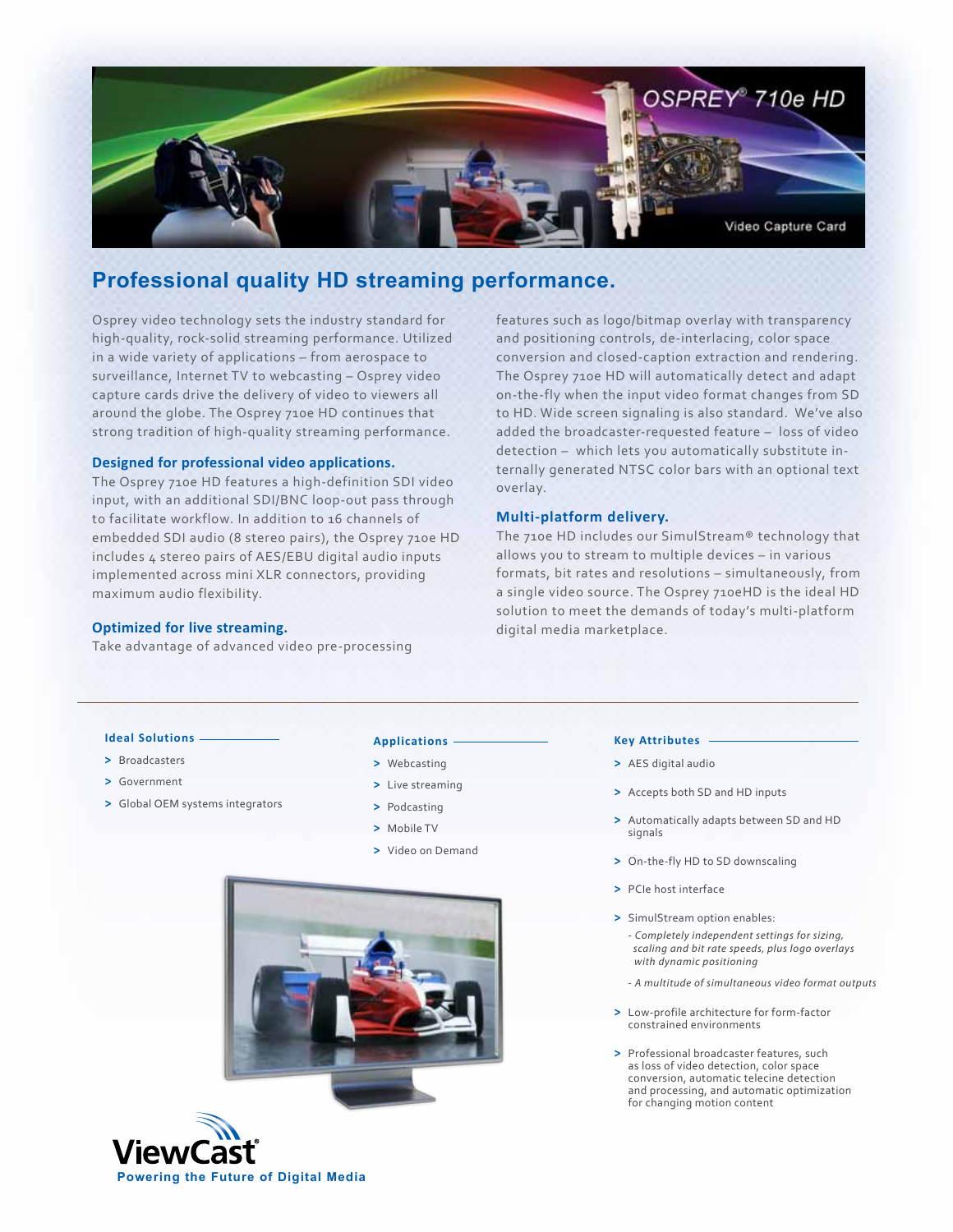# OSPREY® 710e HD

Video Capture Card

## Professional quality HD streaming performance.

Osprey video technology sets the industry standard for high-quality, rock-solid streaming performance. Utilized in a wide variety of applications – from aerospace to surveillance, Internet TV to webcasting – Osprey video capture cards drive the delivery of video to viewers all around the globe. The Osprey 710e HD continues that strong tradition of high-quality streaming performance.

### Designed for professional video applications.

The Osprey 710e HD features a high-definition SDI video input, with an additional SDI/BNC loop-out pass through to facilitate workflow. In addition to 16 channels of embedded SDI audio (8 stereo pairs), the Osprey 710e HD includes 4 stereo pairs of AES/EBU digital audio inputs implemented across mini XLR connectors, providing maximum audio flexibility.

### Optimized for live streaming.

Take advantage of advanced video pre-processing features such as logo/bitmap overlay with transparency and positioning controls, de-interlacing, color space conversion and closed-caption extraction and rendering. The Osprey 710e HD will automatically detect and adapt on-the-fly when the input video format changes from SD to HD. Wide screen signaling is also standard. We've also added the broadcaster-requested feature – loss of video detection – which lets you automatically substitute internally generated NTSC color bars with an optional text overlay.

### Multi-platform delivery.

The 710e HD includes our SimulStream® technology that allows you to stream to multiple devices – in various formats, bit rates and resolutions – simultaneously, from a single video source. The Osprey 710eHD is the ideal HD solution to meet the demands of today's multi-platform digital media marketplace.

---

#### Ideal Solutions

- Broadcasters
- Government
- Global OEM systems integrators

#### Applications

- Webcasting
- Live streaming
- Podcasting
- Mobile TV
- Video on Demand

#### Key Attributes

- AES digital audio
- Accepts both SD and HD inputs
- Automatically adapts between SD and HD signals
- On-the-fly HD to SD downscaling
- PCIe host interface
- SimulStream option enables:
  - *Completely independent settings for sizing, scaling and bit rate speeds, plus logo overlays with dynamic positioning*
  - *A multitude of simultaneous video format outputs*
- Low-profile architecture for form-factor constrained environments
- Professional broadcaster features, such as loss of video detection, color space conversion, automatic telecine detection and processing, and automatic optimization for changing motion content

ViewCast®

Powering the Future of Digital Media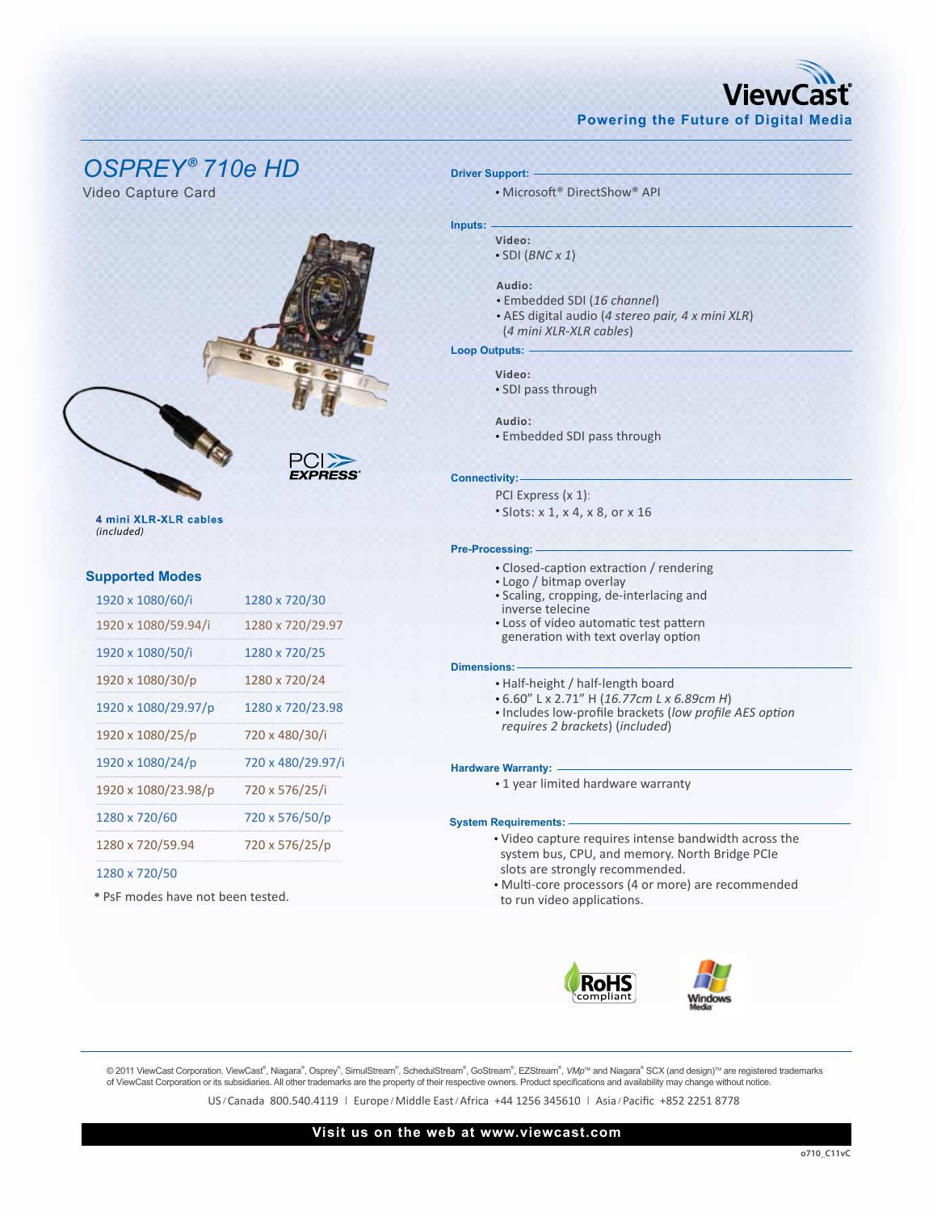ViewCast

Powering the Future of Digital Media

# OSPREY® 710e HD

Video Capture Card

PCI EXPRESS

**4 mini XLR-XLR cables**
*(included)*

## Supported Modes

| | |
|---|---|
| 1920 x 1080/60/i | 1280 x 720/30 |
| 1920 x 1080/59.94/i | 1280 x 720/29.97 |
| 1920 x 1080/50/i | 1280 x 720/25 |
| 1920 x 1080/30/p | 1280 x 720/24 |
| 1920 x 1080/29.97/p | 1280 x 720/23.98 |
| 1920 x 1080/25/p | 720 x 480/30/i |
| 1920 x 1080/24/p | 720 x 480/29.97/i |
| 1920 x 1080/23.98/p | 720 x 576/25/i |
| 1280 x 720/60 | 720 x 576/50/p |
| 1280 x 720/59.94 | 720 x 576/25/p |
| 1280 x 720/50 | |

* PsF modes have not been tested.

**Driver Support:**

- Microsoft® DirectShow® API

**Inputs:**

**Video:**
- SDI (*BNC x 1*)

**Audio:**
- Embedded SDI (*16 channel*)
- AES digital audio (*4 stereo pair, 4 x mini XLR*) (*4 mini XLR-XLR cables*)

**Loop Outputs:**

**Video:**
- SDI pass through

**Audio:**
- Embedded SDI pass through

**Connectivity:**

PCI Express (x 1):
- Slots: x 1, x 4, x 8, or x 16

**Pre-Processing:**

- Closed-caption extraction / rendering
- Logo / bitmap overlay
- Scaling, cropping, de-interlacing and inverse telecine
- Loss of video automatic test pattern generation with text overlay option

**Dimensions:**

- Half-height / half-length board
- 6.60" L x 2.71" H (*16.77cm L x 6.89cm H*)
- Includes low-profile brackets (*low profile AES option requires 2 brackets*) (*included*)

**Hardware Warranty:**

- 1 year limited hardware warranty

**System Requirements:**

- Video capture requires intense bandwidth across the system bus, CPU, and memory. North Bridge PCIe slots are strongly recommended.
- Multi-core processors (4 or more) are recommended to run video applications.

RoHS compliant

Windows Media

© 2011 ViewCast Corporation. ViewCast®, Niagara®, Osprey®, SimulStream®, SchedulStream®, GoStream®, EZStream®, *VMp*™ and Niagara® SCX (and design)™ are registered trademarks of ViewCast Corporation or its subsidiaries. All other trademarks are the property of their respective owners. Product specifications and availability may change without notice.

US / Canada 800.540.4119 | Europe / Middle East / Africa +44 1256 345610 | Asia / Pacific +852 2251 8778

**Visit us on the web at www.viewcast.com**

o710_C11vC